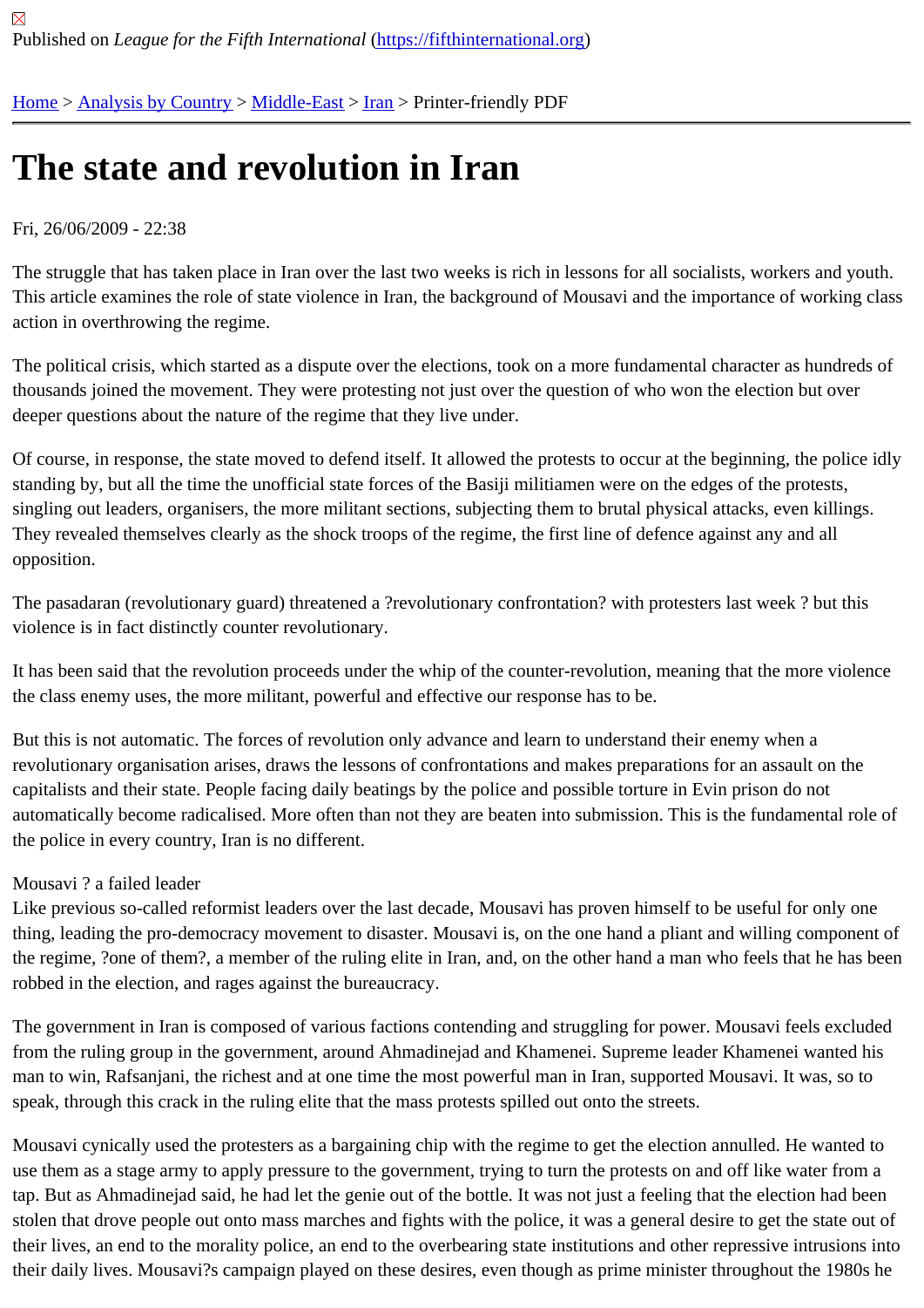Published on *League for the Fifth International* (https://fifthinternational.org)

Home > Analysis by Country > Middle-East > Iran > Printer-friendly PDF

# The state and revolution in Iran

Fri, 26/06/2009 - 22:38

The struggle that has taken place in Iran over the last two weeks is rich in lessons for all socialists, workers and youth. This article examines the role of state violence in Iran, the background of Mousavi and the importance of working class action in overthrowing the regime.

The political crisis, which started as a dispute over the elections, took on a more fundamental character as hundreds of thousands joined the movement. They were protesting not just over the question of who won the election but over deeper questions about the nature of the regime that they live under.

Of course, in response, the state moved to defend itself. It allowed the protests to occur at the beginning, the police idly standing by, but all the time the unofficial state forces of the Basiji militiamen were on the edges of the protests, singling out leaders, organisers, the more militant sections, subjecting them to brutal physical attacks, even killings. They revealed themselves clearly as the shock troops of the regime, the first line of defence against any and all opposition.

The pasadaran (revolutionary guard) threatened a ?revolutionary confrontation? with protesters last week ? but this violence is in fact distinctly counter revolutionary.

It has been said that the revolution proceeds under the whip of the counter-revolution, meaning that the more violence the class enemy uses, the more militant, powerful and effective our response has to be.

But this is not automatic. The forces of revolution only advance and learn to understand their enemy when a revolutionary organisation arises, draws the lessons of confrontations and makes preparations for an assault on the capitalists and their state. People facing daily beatings by the police and possible torture in Evin prison do not automatically become radicalised. More often than not they are beaten into submission. This is the fundamental role of the police in every country, Iran is no different.

Mousavi ? a failed leader

Like previous so-called reformist leaders over the last decade, Mousavi has proven himself to be useful for only one thing, leading the pro-democracy movement to disaster. Mousavi is, on the one hand a pliant and willing component of the regime, ?one of them?, a member of the ruling elite in Iran, and, on the other hand a man who feels that he has been robbed in the election, and rages against the bureaucracy.

The government in Iran is composed of various factions contending and struggling for power. Mousavi feels excluded from the ruling group in the government, around Ahmadinejad and Khamenei. Supreme leader Khamenei wanted his man to win, Rafsanjani, the richest and at one time the most powerful man in Iran, supported Mousavi. It was, so to speak, through this crack in the ruling elite that the mass protests spilled out onto the streets.

Mousavi cynically used the protesters as a bargaining chip with the regime to get the election annulled. He wanted to use them as a stage army to apply pressure to the government, trying to turn the protests on and off like water from a tap. But as Ahmadinejad said, he had let the genie out of the bottle. It was not just a feeling that the election had been stolen that drove people out onto mass marches and fights with the police, it was a general desire to get the state out of their lives, an end to the morality police, an end to the overbearing state institutions and other repressive intrusions into their daily lives. Mousavi?s campaign played on these desires, even though as prime minister throughout the 1980s he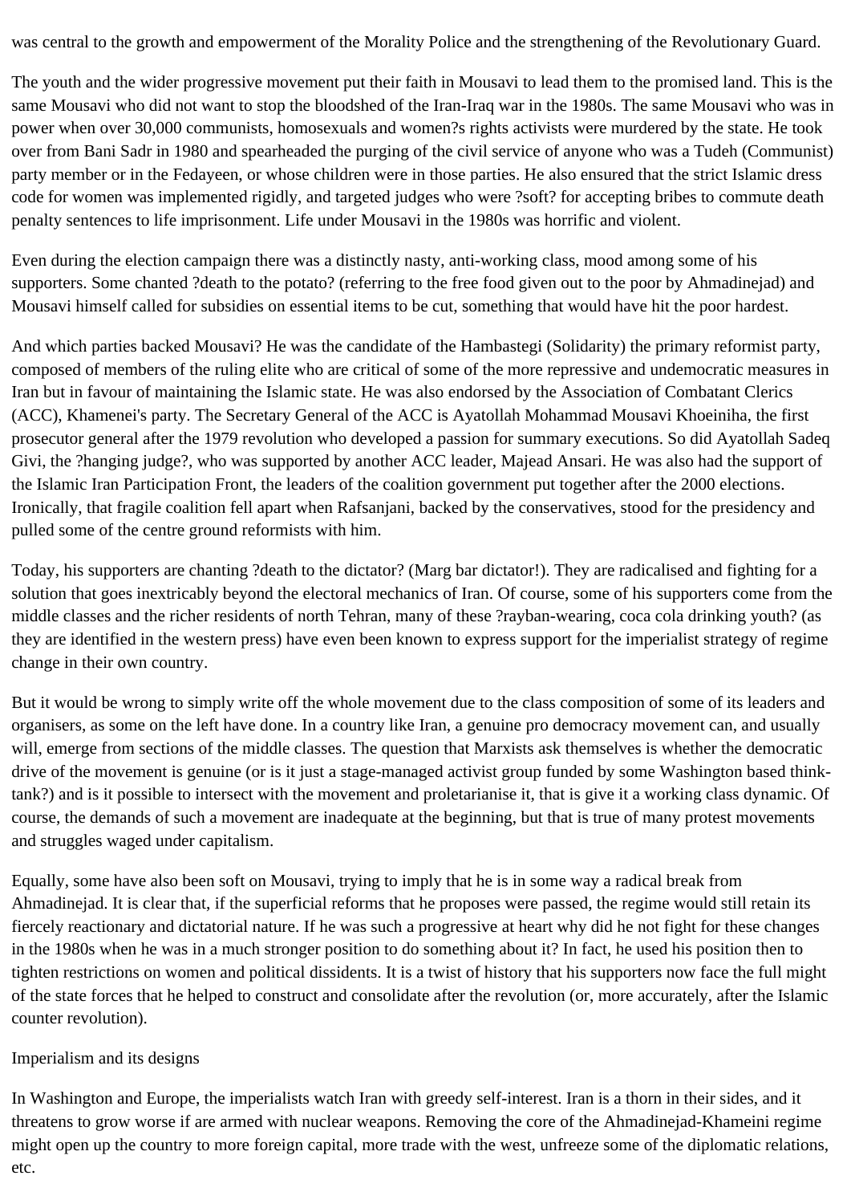was central to the growth and empowerment of the Morality Police and the strengthening of the Revolutionary Guard.

The youth and the wider progressive movement put their faith in Mousavi to lead them to the promised land. This is the same Mousavi who did not want to stop the bloodshed of the Iran-Iraq war in the 1980s. The same Mousavi who was in power when over 30,000 communists, homosexuals and women?s rights activists were murdered by the state. He took over from Bani Sadr in 1980 and spearheaded the purging of the civil service of anyone who was a Tudeh (Communist) party member or in the Fedayeen, or whose children were in those parties. He also ensured that the strict Islamic dress code for women was implemented rigidly, and targeted judges who were ?soft? for accepting bribes to commute death penalty sentences to life imprisonment. Life under Mousavi in the 1980s was horrific and violent.

Even during the election campaign there was a distinctly nasty, anti-working class, mood among some of his supporters. Some chanted ?death to the potato? (referring to the free food given out to the poor by Ahmadinejad) and Mousavi himself called for subsidies on essential items to be cut, something that would have hit the poor hardest.

And which parties backed Mousavi? He was the candidate of the Hambastegi (Solidarity) the primary reformist party, composed of members of the ruling elite who are critical of some of the more repressive and undemocratic measures in Iran but in favour of maintaining the Islamic state. He was also endorsed by the Association of Combatant Clerics (ACC), Khamenei's party. The Secretary General of the ACC is Ayatollah Mohammad Mousavi Khoeiniha, the first prosecutor general after the 1979 revolution who developed a passion for summary executions. So did Ayatollah Sadeq Givi, the ?hanging judge?, who was supported by another ACC leader, Majead Ansari. He was also had the support of the Islamic Iran Participation Front, the leaders of the coalition government put together after the 2000 elections. Ironically, that fragile coalition fell apart when Rafsanjani, backed by the conservatives, stood for the presidency and pulled some of the centre ground reformists with him.

Today, his supporters are chanting ?death to the dictator? (Marg bar dictator!). They are radicalised and fighting for a solution that goes inextricably beyond the electoral mechanics of Iran. Of course, some of his supporters come from the middle classes and the richer residents of north Tehran, many of these ?rayban-wearing, coca cola drinking youth? (as they are identified in the western press) have even been known to express support for the imperialist strategy of regime change in their own country.

But it would be wrong to simply write off the whole movement due to the class composition of some of its leaders and organisers, as some on the left have done. In a country like Iran, a genuine pro democracy movement can, and usually will, emerge from sections of the middle classes. The question that Marxists ask themselves is whether the democratic drive of the movement is genuine (or is it just a stage-managed activist group funded by some Washington based think-tank?) and is it possible to intersect with the movement and proletarianise it, that is give it a working class dynamic. Of course, the demands of such a movement are inadequate at the beginning, but that is true of many protest movements and struggles waged under capitalism.

Equally, some have also been soft on Mousavi, trying to imply that he is in some way a radical break from Ahmadinejad. It is clear that, if the superficial reforms that he proposes were passed, the regime would still retain its fiercely reactionary and dictatorial nature. If he was such a progressive at heart why did he not fight for these changes in the 1980s when he was in a much stronger position to do something about it? In fact, he used his position then to tighten restrictions on women and political dissidents. It is a twist of history that his supporters now face the full might of the state forces that he helped to construct and consolidate after the revolution (or, more accurately, after the Islamic counter revolution).

## Imperialism and its designs

In Washington and Europe, the imperialists watch Iran with greedy self-interest. Iran is a thorn in their sides, and it threatens to grow worse if are armed with nuclear weapons. Removing the core of the Ahmadinejad-Khameini regime might open up the country to more foreign capital, more trade with the west, unfreeze some of the diplomatic relations, etc.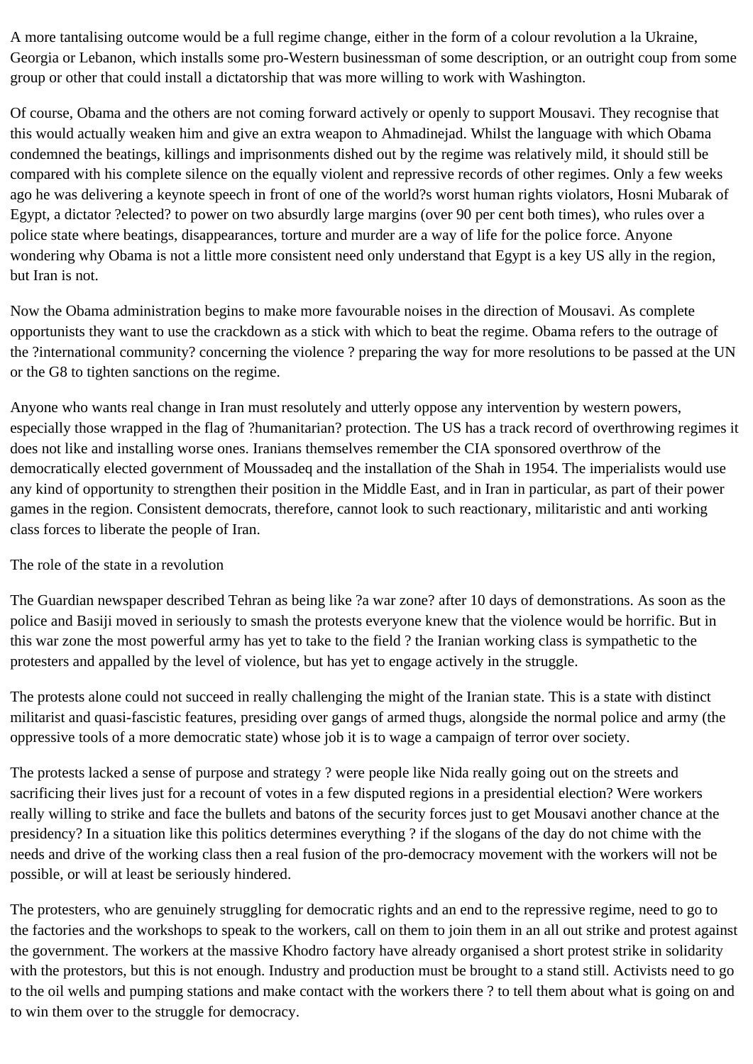A more tantalising outcome would be a full regime change, either in the form of a colour revolution a la Ukraine, Georgia or Lebanon, which installs some pro-Western businessman of some description, or an outright coup from some group or other that could install a dictatorship that was more willing to work with Washington.

Of course, Obama and the others are not coming forward actively or openly to support Mousavi. They recognise that this would actually weaken him and give an extra weapon to Ahmadinejad. Whilst the language with which Obama condemned the beatings, killings and imprisonments dished out by the regime was relatively mild, it should still be compared with his complete silence on the equally violent and repressive records of other regimes. Only a few weeks ago he was delivering a keynote speech in front of one of the world?s worst human rights violators, Hosni Mubarak of Egypt, a dictator ?elected? to power on two absurdly large margins (over 90 per cent both times), who rules over a police state where beatings, disappearances, torture and murder are a way of life for the police force. Anyone wondering why Obama is not a little more consistent need only understand that Egypt is a key US ally in the region, but Iran is not.

Now the Obama administration begins to make more favourable noises in the direction of Mousavi. As complete opportunists they want to use the crackdown as a stick with which to beat the regime. Obama refers to the outrage of the ?international community? concerning the violence ? preparing the way for more resolutions to be passed at the UN or the G8 to tighten sanctions on the regime.

Anyone who wants real change in Iran must resolutely and utterly oppose any intervention by western powers, especially those wrapped in the flag of ?humanitarian? protection. The US has a track record of overthrowing regimes it does not like and installing worse ones. Iranians themselves remember the CIA sponsored overthrow of the democratically elected government of Moussadeq and the installation of the Shah in 1954. The imperialists would use any kind of opportunity to strengthen their position in the Middle East, and in Iran in particular, as part of their power games in the region. Consistent democrats, therefore, cannot look to such reactionary, militaristic and anti working class forces to liberate the people of Iran.

## The role of the state in a revolution

The Guardian newspaper described Tehran as being like ?a war zone? after 10 days of demonstrations. As soon as the police and Basiji moved in seriously to smash the protests everyone knew that the violence would be horrific. But in this war zone the most powerful army has yet to take to the field ? the Iranian working class is sympathetic to the protesters and appalled by the level of violence, but has yet to engage actively in the struggle.

The protests alone could not succeed in really challenging the might of the Iranian state. This is a state with distinct militarist and quasi-fascistic features, presiding over gangs of armed thugs, alongside the normal police and army (the oppressive tools of a more democratic state) whose job it is to wage a campaign of terror over society.

The protests lacked a sense of purpose and strategy ? were people like Nida really going out on the streets and sacrificing their lives just for a recount of votes in a few disputed regions in a presidential election? Were workers really willing to strike and face the bullets and batons of the security forces just to get Mousavi another chance at the presidency? In a situation like this politics determines everything ? if the slogans of the day do not chime with the needs and drive of the working class then a real fusion of the pro-democracy movement with the workers will not be possible, or will at least be seriously hindered.

The protesters, who are genuinely struggling for democratic rights and an end to the repressive regime, need to go to the factories and the workshops to speak to the workers, call on them to join them in an all out strike and protest against the government. The workers at the massive Khodro factory have already organised a short protest strike in solidarity with the protestors, but this is not enough. Industry and production must be brought to a stand still. Activists need to go to the oil wells and pumping stations and make contact with the workers there ? to tell them about what is going on and to win them over to the struggle for democracy.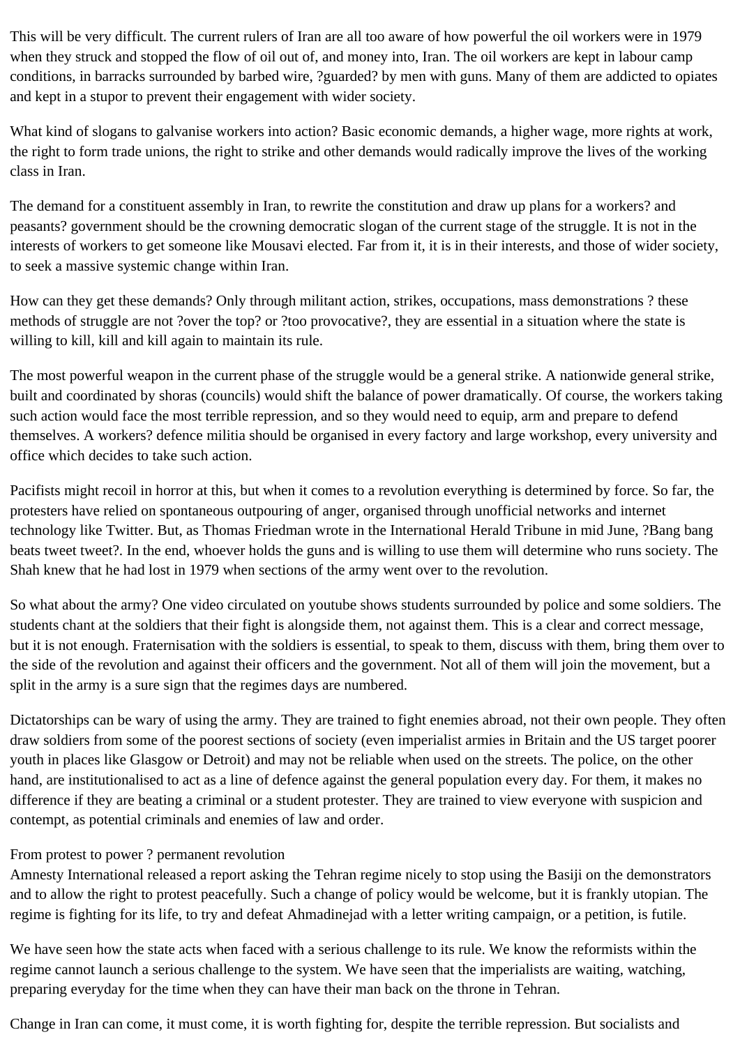This will be very difficult. The current rulers of Iran are all too aware of how powerful the oil workers were in 1979 when they struck and stopped the flow of oil out of, and money into, Iran. The oil workers are kept in labour camp conditions, in barracks surrounded by barbed wire, ?guarded? by men with guns. Many of them are addicted to opiates and kept in a stupor to prevent their engagement with wider society.

What kind of slogans to galvanise workers into action? Basic economic demands, a higher wage, more rights at work, the right to form trade unions, the right to strike and other demands would radically improve the lives of the working class in Iran.

The demand for a constituent assembly in Iran, to rewrite the constitution and draw up plans for a workers? and peasants? government should be the crowning democratic slogan of the current stage of the struggle. It is not in the interests of workers to get someone like Mousavi elected. Far from it, it is in their interests, and those of wider society, to seek a massive systemic change within Iran.

How can they get these demands? Only through militant action, strikes, occupations, mass demonstrations ? these methods of struggle are not ?over the top? or ?too provocative?, they are essential in a situation where the state is willing to kill, kill and kill again to maintain its rule.

The most powerful weapon in the current phase of the struggle would be a general strike. A nationwide general strike, built and coordinated by shoras (councils) would shift the balance of power dramatically. Of course, the workers taking such action would face the most terrible repression, and so they would need to equip, arm and prepare to defend themselves. A workers? defence militia should be organised in every factory and large workshop, every university and office which decides to take such action.

Pacifists might recoil in horror at this, but when it comes to a revolution everything is determined by force. So far, the protesters have relied on spontaneous outpouring of anger, organised through unofficial networks and internet technology like Twitter. But, as Thomas Friedman wrote in the International Herald Tribune in mid June, ?Bang bang beats tweet tweet?. In the end, whoever holds the guns and is willing to use them will determine who runs society. The Shah knew that he had lost in 1979 when sections of the army went over to the revolution.

So what about the army? One video circulated on youtube shows students surrounded by police and some soldiers. The students chant at the soldiers that their fight is alongside them, not against them. This is a clear and correct message, but it is not enough. Fraternisation with the soldiers is essential, to speak to them, discuss with them, bring them over to the side of the revolution and against their officers and the government. Not all of them will join the movement, but a split in the army is a sure sign that the regimes days are numbered.

Dictatorships can be wary of using the army. They are trained to fight enemies abroad, not their own people. They often draw soldiers from some of the poorest sections of society (even imperialist armies in Britain and the US target poorer youth in places like Glasgow or Detroit) and may not be reliable when used on the streets. The police, on the other hand, are institutionalised to act as a line of defence against the general population every day. For them, it makes no difference if they are beating a criminal or a student protester. They are trained to view everyone with suspicion and contempt, as potential criminals and enemies of law and order.

From protest to power ? permanent revolution

Amnesty International released a report asking the Tehran regime nicely to stop using the Basiji on the demonstrators and to allow the right to protest peacefully. Such a change of policy would be welcome, but it is frankly utopian. The regime is fighting for its life, to try and defeat Ahmadinejad with a letter writing campaign, or a petition, is futile.

We have seen how the state acts when faced with a serious challenge to its rule. We know the reformists within the regime cannot launch a serious challenge to the system. We have seen that the imperialists are waiting, watching, preparing everyday for the time when they can have their man back on the throne in Tehran.

Change in Iran can come, it must come, it is worth fighting for, despite the terrible repression. But socialists and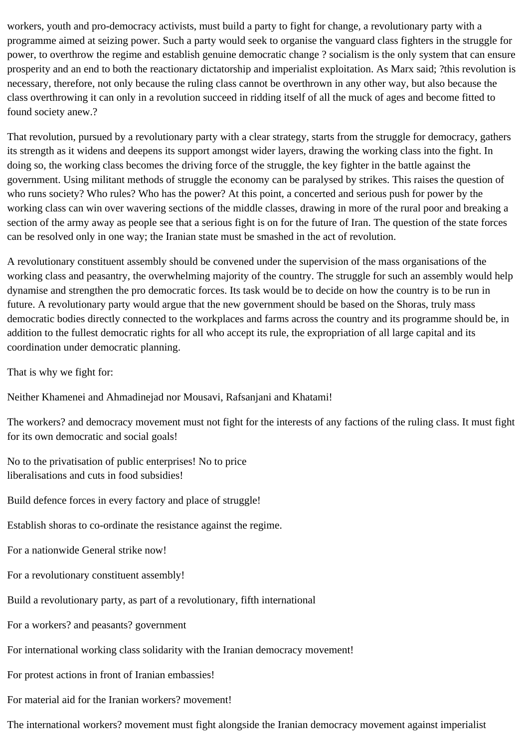workers, youth and pro-democracy activists, must build a party to fight for change, a revolutionary party with a programme aimed at seizing power. Such a party would seek to organise the vanguard class fighters in the struggle for power, to overthrow the regime and establish genuine democratic change ? socialism is the only system that can ensure prosperity and an end to both the reactionary dictatorship and imperialist exploitation. As Marx said; ?this revolution is necessary, therefore, not only because the ruling class cannot be overthrown in any other way, but also because the class overthrowing it can only in a revolution succeed in ridding itself of all the muck of ages and become fitted to found society anew.?

That revolution, pursued by a revolutionary party with a clear strategy, starts from the struggle for democracy, gathers its strength as it widens and deepens its support amongst wider layers, drawing the working class into the fight. In doing so, the working class becomes the driving force of the struggle, the key fighter in the battle against the government. Using militant methods of struggle the economy can be paralysed by strikes. This raises the question of who runs society? Who rules? Who has the power? At this point, a concerted and serious push for power by the working class can win over wavering sections of the middle classes, drawing in more of the rural poor and breaking a section of the army away as people see that a serious fight is on for the future of Iran. The question of the state forces can be resolved only in one way; the Iranian state must be smashed in the act of revolution.

A revolutionary constituent assembly should be convened under the supervision of the mass organisations of the working class and peasantry, the overwhelming majority of the country. The struggle for such an assembly would help dynamise and strengthen the pro democratic forces. Its task would be to decide on how the country is to be run in future. A revolutionary party would argue that the new government should be based on the Shoras, truly mass democratic bodies directly connected to the workplaces and farms across the country and its programme should be, in addition to the fullest democratic rights for all who accept its rule, the expropriation of all large capital and its coordination under democratic planning.

That is why we fight for:

Neither Khamenei and Ahmadinejad nor Mousavi, Rafsanjani and Khatami!

The workers? and democracy movement must not fight for the interests of any factions of the ruling class. It must fight for its own democratic and social goals!

No to the privatisation of public enterprises! No to price liberalisations and cuts in food subsidies!

Build defence forces in every factory and place of struggle!

Establish shoras to co-ordinate the resistance against the regime.

For a nationwide General strike now!

For a revolutionary constituent assembly!

Build a revolutionary party, as part of a revolutionary, fifth international

For a workers? and peasants? government

For international working class solidarity with the Iranian democracy movement!

For protest actions in front of Iranian embassies!

For material aid for the Iranian workers? movement!

The international workers? movement must fight alongside the Iranian democracy movement against imperialist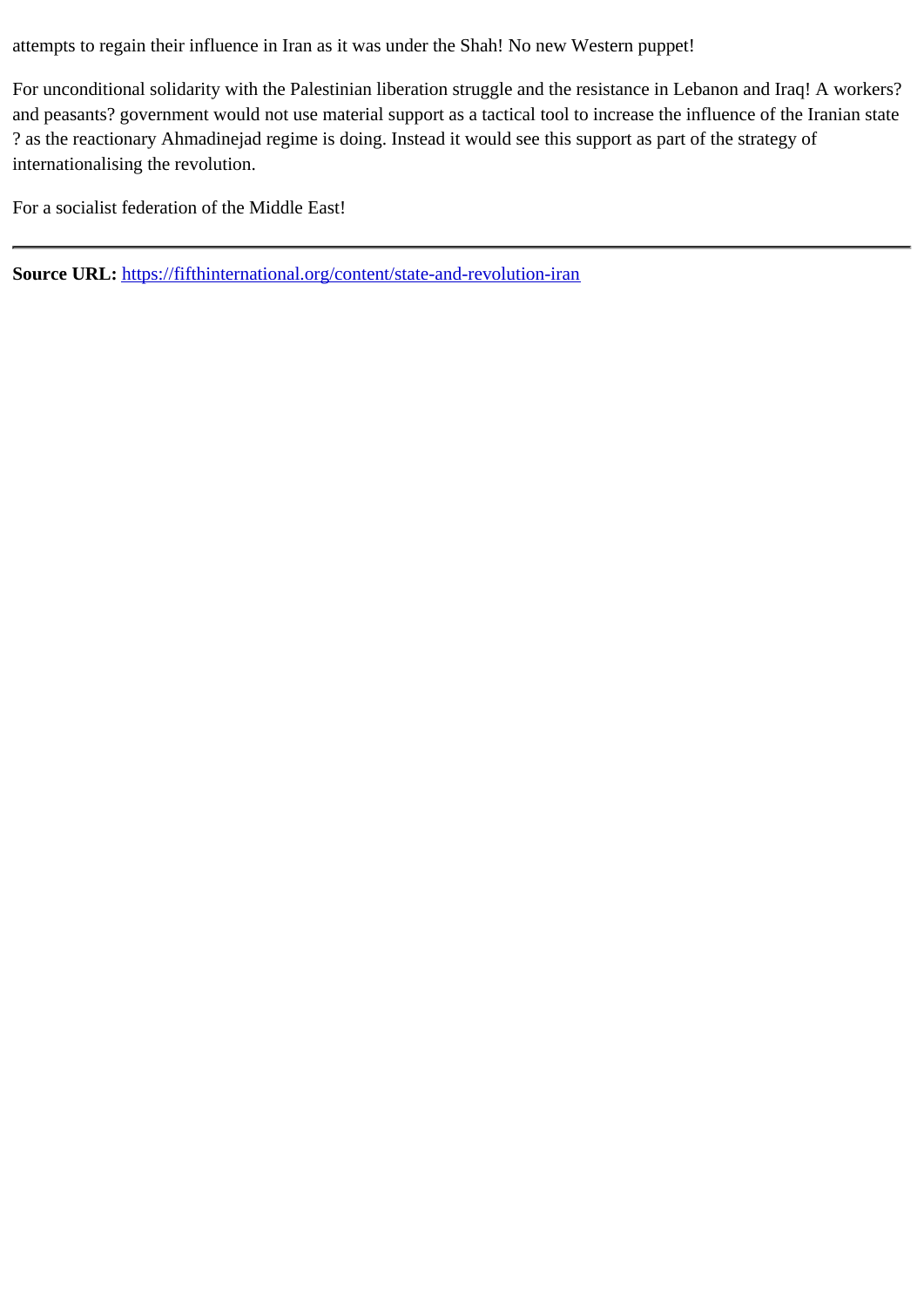attempts to regain their influence in Iran as it was under the Shah! No new Western puppet!

For unconditional solidarity with the Palestinian liberation struggle and the resistance in Lebanon and Iraq! A workers? and peasants? government would not use material support as a tactical tool to increase the influence of the Iranian state ? as the reactionary Ahmadinejad regime is doing. Instead it would see this support as part of the strategy of internationalising the revolution.

For a socialist federation of the Middle East!

---

**Source URL:** https://fifthinternational.org/content/state-and-revolution-iran